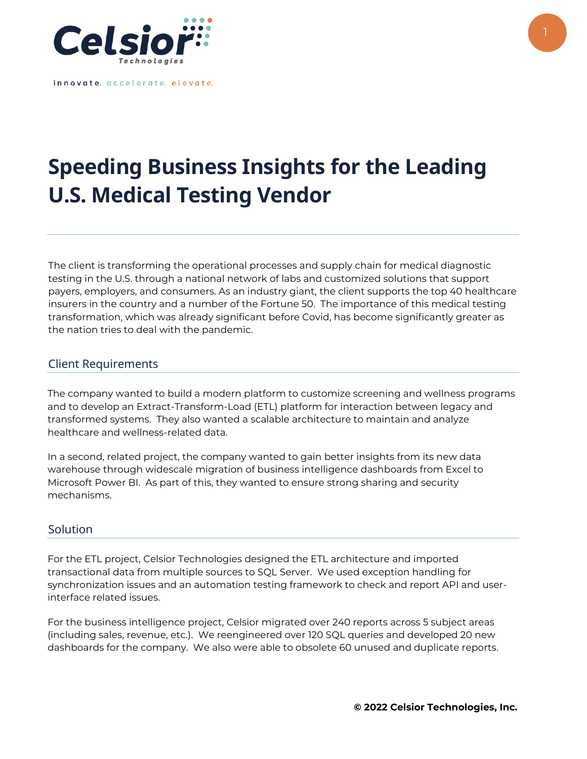Celsior Technologies

innovate. accelerate. elevate.

# Speeding Business Insights for the Leading U.S. Medical Testing Vendor

The client is transforming the operational processes and supply chain for medical diagnostic testing in the U.S. through a national network of labs and customized solutions that support payers, employers, and consumers. As an industry giant, the client supports the top 40 healthcare insurers in the country and a number of the Fortune 50. The importance of this medical testing transformation, which was already significant before Covid, has become significantly greater as the nation tries to deal with the pandemic.

## Client Requirements

The company wanted to build a modern platform to customize screening and wellness programs and to develop an Extract-Transform-Load (ETL) platform for interaction between legacy and transformed systems. They also wanted a scalable architecture to maintain and analyze healthcare and wellness-related data.

In a second, related project, the company wanted to gain better insights from its new data warehouse through widescale migration of business intelligence dashboards from Excel to Microsoft Power BI. As part of this, they wanted to ensure strong sharing and security mechanisms.

## Solution

For the ETL project, Celsior Technologies designed the ETL architecture and imported transactional data from multiple sources to SQL Server. We used exception handling for synchronization issues and an automation testing framework to check and report API and user-interface related issues.

For the business intelligence project, Celsior migrated over 240 reports across 5 subject areas (including sales, revenue, etc.). We reengineered over 120 SQL queries and developed 20 new dashboards for the company. We also were able to obsolete 60 unused and duplicate reports.

**© 2022 Celsior Technologies, Inc.**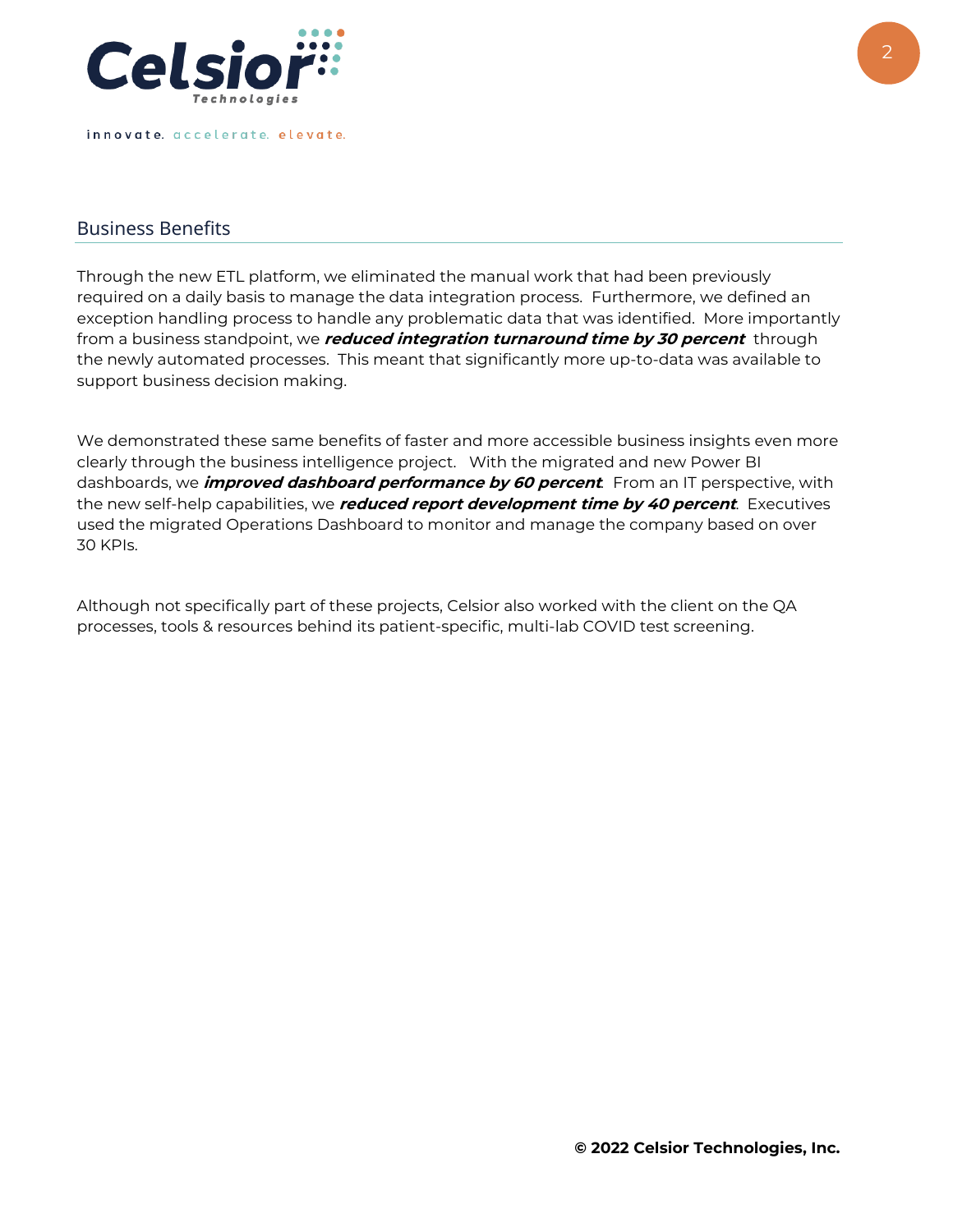## Business Benefits

Through the new ETL platform, we eliminated the manual work that had been previously required on a daily basis to manage the data integration process. Furthermore, we defined an exception handling process to handle any problematic data that was identified. More importantly from a business standpoint, we ***reduced integration turnaround time by 30 percent*** through the newly automated processes. This meant that significantly more up-to-data was available to support business decision making.

We demonstrated these same benefits of faster and more accessible business insights even more clearly through the business intelligence project. With the migrated and new Power BI dashboards, we ***improved dashboard performance by 60 percent***. From an IT perspective, with the new self-help capabilities, we ***reduced report development time by 40 percent***. Executives used the migrated Operations Dashboard to monitor and manage the company based on over 30 KPIs.

Although not specifically part of these projects, Celsior also worked with the client on the QA processes, tools & resources behind its patient-specific, multi-lab COVID test screening.